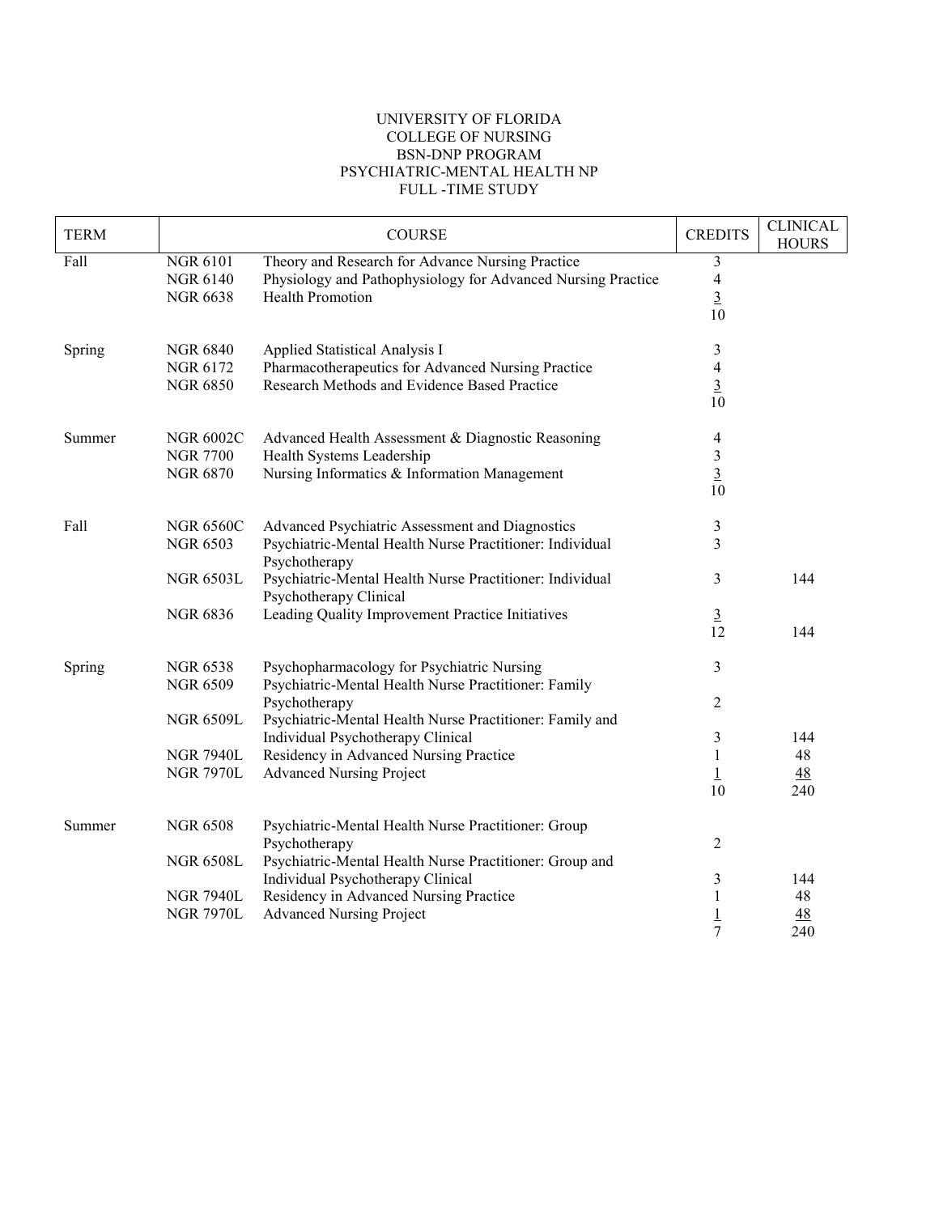# UNIVERSITY OF FLORIDA
## COLLEGE OF NURSING
## BSN-DNP PROGRAM
## PSYCHIATRIC-MENTAL HEALTH NP
## FULL -TIME STUDY

| TERM | COURSE | | CREDITS | CLINICAL HOURS |
|---|---|---|---|---|
| Fall | NGR 6101 | Theory and Research for Advance Nursing Practice | 3 | |
| | NGR 6140 | Physiology and Pathophysiology for Advanced Nursing Practice | 4 | |
| | NGR 6638 | Health Promotion | 3 | |
| | | | 10 | |
| Spring | NGR 6840 | Applied Statistical Analysis I | 3 | |
| | NGR 6172 | Pharmacotherapeutics for Advanced Nursing Practice | 4 | |
| | NGR 6850 | Research Methods and Evidence Based Practice | 3 | |
| | | | 10 | |
| Summer | NGR 6002C | Advanced Health Assessment & Diagnostic Reasoning | 4 | |
| | NGR 7700 | Health Systems Leadership | 3 | |
| | NGR 6870 | Nursing Informatics & Information Management | 3 | |
| | | | 10 | |
| Fall | NGR 6560C | Advanced Psychiatric Assessment and Diagnostics | 3 | |
| | NGR 6503 | Psychiatric-Mental Health Nurse Practitioner: Individual Psychotherapy | 3 | |
| | NGR 6503L | Psychiatric-Mental Health Nurse Practitioner: Individual Psychotherapy Clinical | 3 | 144 |
| | NGR 6836 | Leading Quality Improvement Practice Initiatives | 3 | |
| | | | 12 | 144 |
| Spring | NGR 6538 | Psychopharmacology for Psychiatric Nursing | 3 | |
| | NGR 6509 | Psychiatric-Mental Health Nurse Practitioner: Family Psychotherapy | 2 | |
| | NGR 6509L | Psychiatric-Mental Health Nurse Practitioner: Family and Individual Psychotherapy Clinical | 3 | 144 |
| | NGR 7940L | Residency in Advanced Nursing Practice | 1 | 48 |
| | NGR 7970L | Advanced Nursing Project | 1 | 48 |
| | | | 10 | 240 |
| Summer | NGR 6508 | Psychiatric-Mental Health Nurse Practitioner: Group Psychotherapy | 2 | |
| | NGR 6508L | Psychiatric-Mental Health Nurse Practitioner: Group and Individual Psychotherapy Clinical | 3 | 144 |
| | NGR 7940L | Residency in Advanced Nursing Practice | 1 | 48 |
| | NGR 7970L | Advanced Nursing Project | 1 | 48 |
| | | | 7 | 240 |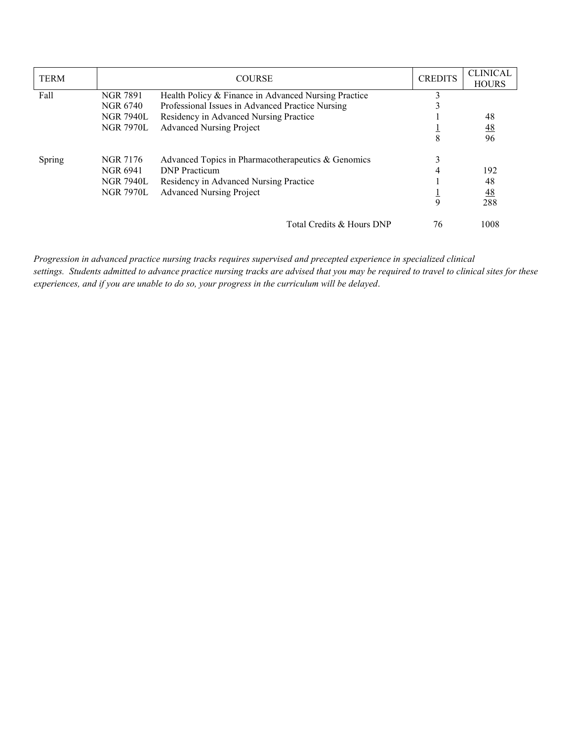| TERM | COURSE | | CREDITS | CLINICAL HOURS |
|---|---|---|---|---|
| Fall | NGR 7891 | Health Policy & Finance in Advanced Nursing Practice | 3 | |
| | NGR 6740 | Professional Issues in Advanced Practice Nursing | 3 | |
| | NGR 7940L | Residency in Advanced Nursing Practice | 1 | 48 |
| | NGR 7970L | Advanced Nursing Project | 1 | 48 |
| | | | 8 | 96 |
| Spring | NGR 7176 | Advanced Topics in Pharmacotherapeutics & Genomics | 3 | |
| | NGR 6941 | DNP Practicum | 4 | 192 |
| | NGR 7940L | Residency in Advanced Nursing Practice | 1 | 48 |
| | NGR 7970L | Advanced Nursing Project | 1 | 48 |
| | | | 9 | 288 |
| | | Total Credits & Hours DNP | 76 | 1008 |

*Progression in advanced practice nursing tracks requires supervised and precepted experience in specialized clinical settings. Students admitted to advance practice nursing tracks are advised that you may be required to travel to clinical sites for these experiences, and if you are unable to do so, your progress in the curriculum will be delayed.*